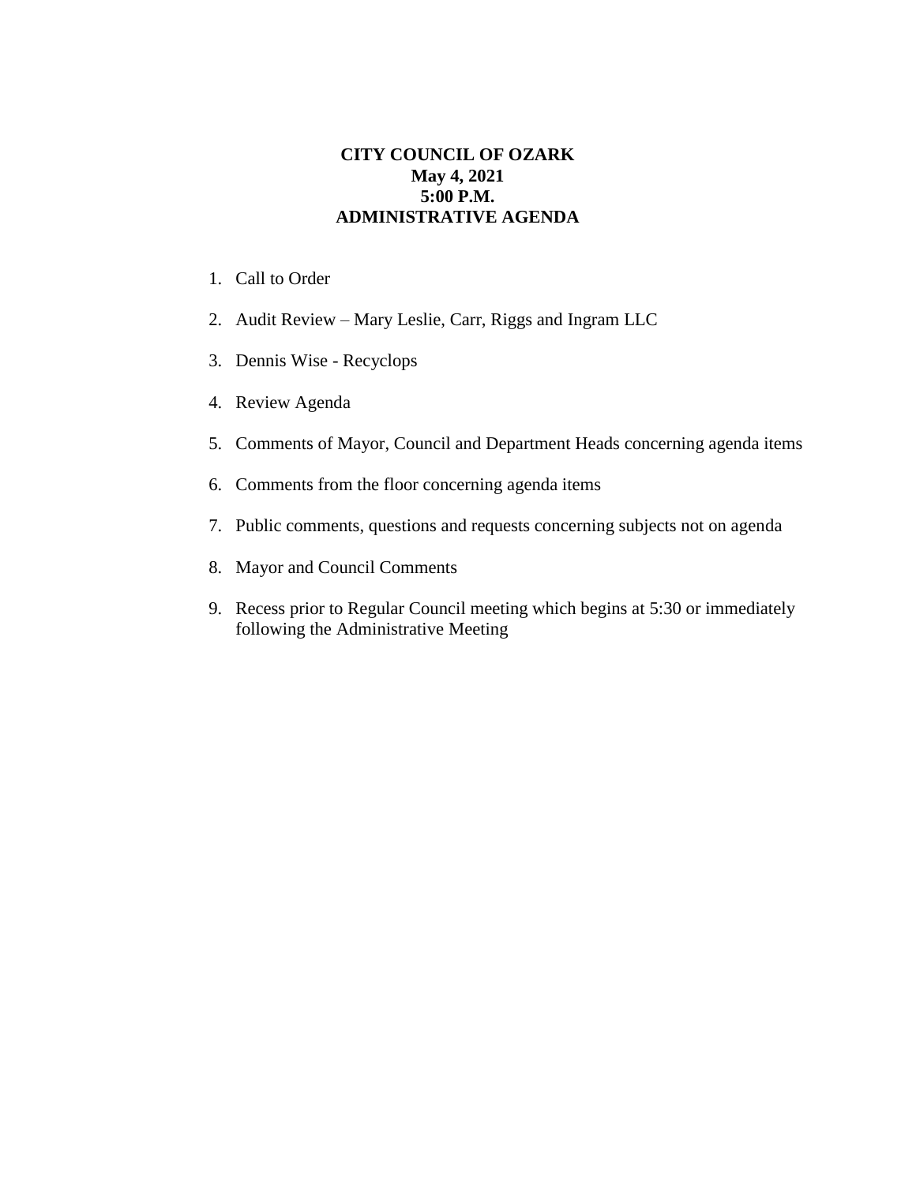**CITY COUNCIL OF OZARK**
**May 4, 2021**
**5:00 P.M.**
**ADMINISTRATIVE AGENDA**

1. Call to Order
2. Audit Review – Mary Leslie, Carr, Riggs and Ingram LLC
3. Dennis Wise - Recyclops
4. Review Agenda
5. Comments of Mayor, Council and Department Heads concerning agenda items
6. Comments from the floor concerning agenda items
7. Public comments, questions and requests concerning subjects not on agenda
8. Mayor and Council Comments
9. Recess prior to Regular Council meeting which begins at 5:30 or immediately following the Administrative Meeting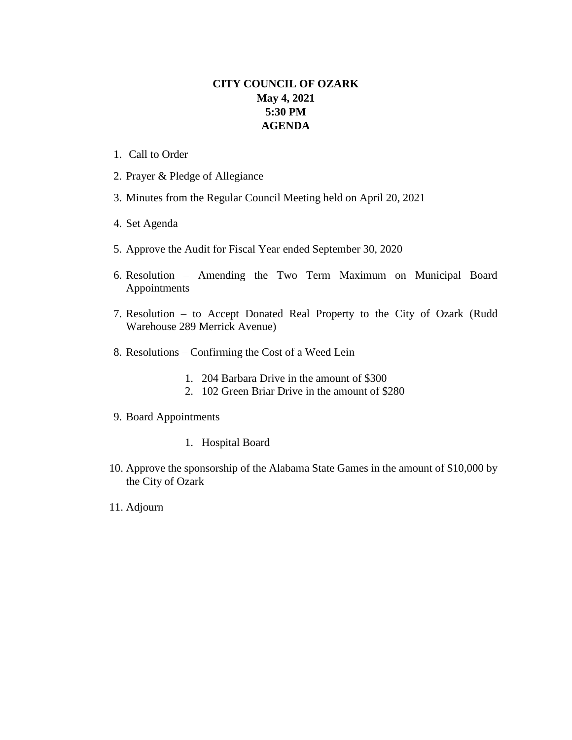**CITY COUNCIL OF OZARK**
**May 4, 2021**
**5:30 PM**
**AGENDA**

1. Call to Order
2. Prayer & Pledge of Allegiance
3. Minutes from the Regular Council Meeting held on April 20, 2021
4. Set Agenda
5. Approve the Audit for Fiscal Year ended September 30, 2020
6. Resolution – Amending the Two Term Maximum on Municipal Board Appointments
7. Resolution – to Accept Donated Real Property to the City of Ozark (Rudd Warehouse 289 Merrick Avenue)
8. Resolutions – Confirming the Cost of a Weed Lein
    1. 204 Barbara Drive in the amount of $300
    2. 102 Green Briar Drive in the amount of $280
9. Board Appointments
    1. Hospital Board
10. Approve the sponsorship of the Alabama State Games in the amount of $10,000 by the City of Ozark
11. Adjourn